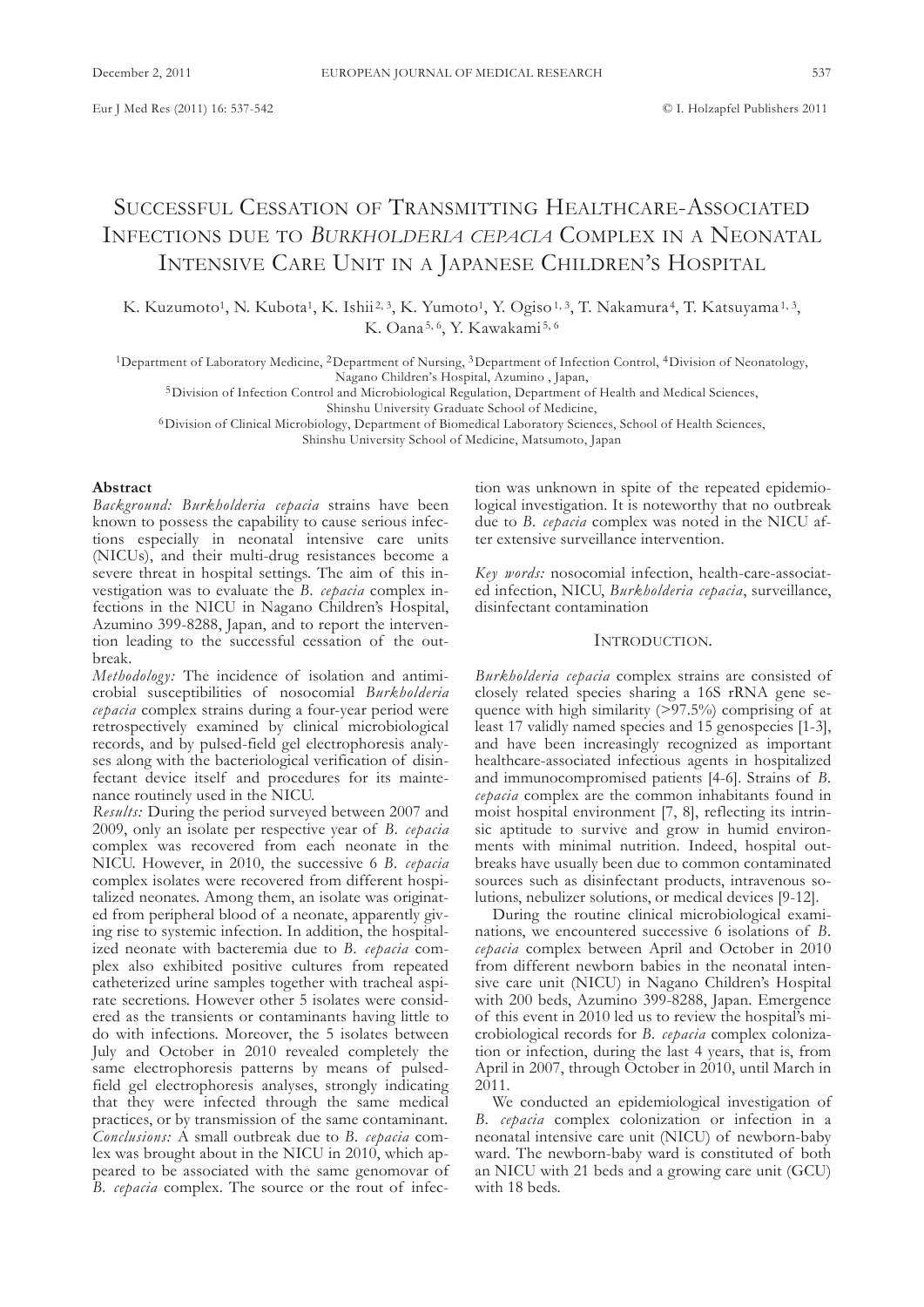# Successful Cessation of Transmitting Healthcare-Associated Infections due to *Burkholderia cepacia* Complex in a Neonatal Intensive Care Unit in a Japanese Children's Hospital

K. Kuzumoto[1], N. Kubota[1], K. Ishii[2, 3], K. Yumoto[1], Y. Ogiso[1, 3], T. Nakamura[4], T. Katsuyama[1, 3], K. Oana[5, 6], Y. Kawakami[5, 6]

[1]Department of Laboratory Medicine, [2]Department of Nursing, [3]Department of Infection Control, [4]Division of Neonatology, Nagano Children's Hospital, Azumino , Japan,
[5]Division of Infection Control and Microbiological Regulation, Department of Health and Medical Sciences, Shinshu University Graduate School of Medicine,
[6]Division of Clinical Microbiology, Department of Biomedical Laboratory Sciences, School of Health Sciences, Shinshu University School of Medicine, Matsumoto, Japan

## Abstract

*Background: Burkholderia cepacia* strains have been known to possess the capability to cause serious infections especially in neonatal intensive care units (NICUs), and their multi-drug resistances become a severe threat in hospital settings. The aim of this investigation was to evaluate the *B. cepacia* complex infections in the NICU in Nagano Children's Hospital, Azumino 399-8288, Japan, and to report the intervention leading to the successful cessation of the outbreak.

*Methodology:* The incidence of isolation and antimicrobial susceptibilities of nosocomial *Burkholderia cepacia* complex strains during a four-year period were retrospectively examined by clinical microbiological records, and by pulsed-field gel electrophoresis analyses along with the bacteriological verification of disinfectant device itself and procedures for its maintenance routinely used in the NICU.

*Results:* During the period surveyed between 2007 and 2009, only an isolate per respective year of *B. cepacia* complex was recovered from each neonate in the NICU. However, in 2010, the successive 6 *B. cepacia* complex isolates were recovered from different hospitalized neonates. Among them, an isolate was originated from peripheral blood of a neonate, apparently giving rise to systemic infection. In addition, the hospitalized neonate with bacteremia due to *B. cepacia* complex also exhibited positive cultures from repeated catheterized urine samples together with tracheal aspirate secretions. However other 5 isolates were considered as the transients or contaminants having little to do with infections. Moreover, the 5 isolates between July and October in 2010 revealed completely the same electrophoresis patterns by means of pulsed-field gel electrophoresis analyses, strongly indicating that they were infected through the same medical practices, or by transmission of the same contaminant.

*Conclusions:* A small outbreak due to *B. cepacia* comlex was brought about in the NICU in 2010, which appeared to be associated with the same genomovar of *B. cepacia* complex. The source or the rout of infection was unknown in spite of the repeated epidemiological investigation. It is noteworthy that no outbreak due to *B. cepacia* complex was noted in the NICU after extensive surveillance intervention.

*Key words:* nosocomial infection, health-care-associated infection, NICU, *Burkholderia cepacia*, surveillance, disinfectant contamination

## Introduction.

*Burkholderia cepacia* complex strains are consisted of closely related species sharing a 16S rRNA gene sequence with high similarity (>97.5%) comprising of at least 17 validly named species and 15 genospecies [1-3], and have been increasingly recognized as important healthcare-associated infectious agents in hospitalized and immunocompromised patients [4-6]. Strains of *B. cepacia* complex are the common inhabitants found in moist hospital environment [7, 8], reflecting its intrinsic aptitude to survive and grow in humid environments with minimal nutrition. Indeed, hospital outbreaks have usually been due to common contaminated sources such as disinfectant products, intravenous solutions, nebulizer solutions, or medical devices [9-12].

During the routine clinical microbiological examinations, we encountered successive 6 isolations of *B. cepacia* complex between April and October in 2010 from different newborn babies in the neonatal intensive care unit (NICU) in Nagano Children's Hospital with 200 beds, Azumino 399-8288, Japan. Emergence of this event in 2010 led us to review the hospital's microbiological records for *B. cepacia* complex colonization or infection, during the last 4 years, that is, from April in 2007, through October in 2010, until March in 2011.

We conducted an epidemiological investigation of *B. cepacia* complex colonization or infection in a neonatal intensive care unit (NICU) of newborn-baby ward. The newborn-baby ward is constituted of both an NICU with 21 beds and a growing care unit (GCU) with 18 beds.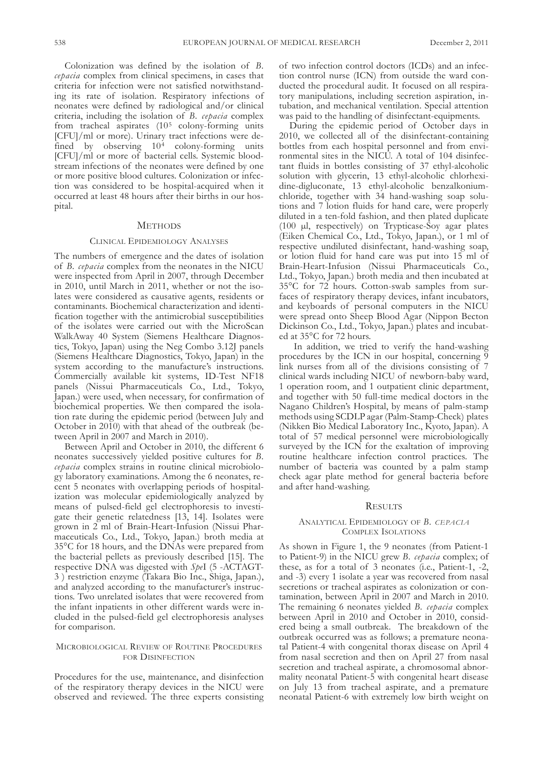Colonization was defined by the isolation of *B. cepacia* complex from clinical specimens, in cases that criteria for infection were not satisfied notwithstanding its rate of isolation. Respiratory infections of neonates were defined by radiological and/or clinical criteria, including the isolation of *B. cepacia* complex from tracheal aspirates ($10^5$ colony-forming units [CFU]/ml or more). Urinary tract infections were defined by observing $10^4$ colony-forming units [CFU]/ml or more of bacterial cells. Systemic bloodstream infections of the neonates were defined by one or more positive blood cultures. Colonization or infection was considered to be hospital-acquired when it occurred at least 48 hours after their births in our hospital.

## Methods

### Clinical Epidemiology Analyses

The numbers of emergence and the dates of isolation of *B. cepacia* complex from the neonates in the NICU were inspected from April in 2007, through December in 2010, until March in 2011, whether or not the isolates were considered as causative agents, residents or contaminants. Biochemical characterization and identification together with the antimicrobial susceptibilities of the isolates were carried out with the MicroScan WalkAway 40 System (Siemens Healthcare Diagnostics, Tokyo, Japan) using the Neg Combo 3.12J panels (Siemens Healthcare Diagnostics, Tokyo, Japan) in the system according to the manufacture's instructions. Commercially available kit systems, ID-Test NF18 panels (Nissui Pharmaceuticals Co., Ltd., Tokyo, Japan.) were used, when necessary, for confirmation of biochemical properties. We then compared the isolation rate during the epidemic period (between July and October in 2010) with that ahead of the outbreak (between April in 2007 and March in 2010).

Between April and October in 2010, the different 6 neonates successively yielded positive cultures for *B. cepacia* complex strains in routine clinical microbiology laboratory examinations. Among the 6 neonates, recent 5 neonates with overlapping periods of hospitalization was molecular epidemiologically analyzed by means of pulsed-field gel electrophoresis to investigate their genetic relatedness [13, 14]. Isolates were grown in 2 ml of Brain-Heart-Infusion (Nissui Pharmaceuticals Co., Ltd., Tokyo, Japan.) broth media at 35°C for 18 hours, and the DNAs were prepared from the bacterial pellets as previously described [15]. The respective DNA was digested with *Spe*I (5 -ACTAGT-3 ) restriction enzyme (Takara Bio Inc., Shiga, Japan.), and analyzed according to the manufacturer's instructions. Two unrelated isolates that were recovered from the infant inpatients in other different wards were included in the pulsed-field gel electrophoresis analyses for comparison.

### Microbiological Review of Routine Procedures for Disinfection

Procedures for the use, maintenance, and disinfection of the respiratory therapy devices in the NICU were observed and reviewed. The three experts consisting of two infection control doctors (ICDs) and an infection control nurse (ICN) from outside the ward conducted the procedural audit. It focused on all respiratory manipulations, including secretion aspiration, intubation, and mechanical ventilation. Special attention was paid to the handling of disinfectant-equipments.

During the epidemic period of October days in 2010, we collected all of the disinfectant-containing bottles from each hospital personnel and from environmental sites in the NICU. A total of 104 disinfectant fluids in bottles consisting of 37 ethyl-alcoholic solution with glycerin, 13 ethyl-alcoholic chlorhexidine-digluconate, 13 ethyl-alcoholic benzalkonium-chloride, together with 34 hand-washing soap solutions and 7 lotion fluids for hand care, were properly diluted in a ten-fold fashion, and then plated duplicate (100 μl, respectively) on Trypticase-Soy agar plates (Eiken Chemical Co., Ltd., Tokyo, Japan.), or 1 ml of respective undiluted disinfectant, hand-washing soap, or lotion fluid for hand care was put into 15 ml of Brain-Heart-Infusion (Nissui Pharmaceuticals Co., Ltd., Tokyo, Japan.) broth media and then incubated at 35°C for 72 hours. Cotton-swab samples from surfaces of respiratory therapy devices, infant incubators, and keyboards of personal computers in the NICU were spread onto Sheep Blood Agar (Nippon Becton Dickinson Co., Ltd., Tokyo, Japan.) plates and incubated at 35°C for 72 hours.

In addition, we tried to verify the hand-washing procedures by the ICN in our hospital, concerning 9 link nurses from all of the divisions consisting of 7 clinical wards including NICU of newborn-baby ward, 1 operation room, and 1 outpatient clinic department, and together with 50 full-time medical doctors in the Nagano Children's Hospital, by means of palm-stamp methods using SCDLP agar (Palm-Stamp-Check) plates (Nikken Bio Medical Laboratory Inc., Kyoto, Japan). A total of 57 medical personnel were microbiologically surveyed by the ICN for the exaltation of improving routine healthcare infection control practices. The number of bacteria was counted by a palm stamp check agar plate method for general bacteria before and after hand-washing.

## Results

### Analytical Epidemiology of *B. cepacia* Complex Isolations

As shown in Figure 1, the 9 neonates (from Patient-1 to Patient-9) in the NICU grew *B. cepacia* complex; of these, as for a total of 3 neonates (i.e., Patient-1, -2, and -3) every 1 isolate a year was recovered from nasal secretions or tracheal aspirates as colonization or contamination, between April in 2007 and March in 2010. The remaining 6 neonates yielded *B. cepacia* complex between April in 2010 and October in 2010, considered being a small outbreak. The breakdown of the outbreak occurred was as follows; a premature neonatal Patient-4 with congenital thorax disease on April 4 from nasal secretion and then on April 27 from nasal secretion and tracheal aspirate, a chromosomal abnormality neonatal Patient-5 with congenital heart disease on July 13 from tracheal aspirate, and a premature neonatal Patient-6 with extremely low birth weight on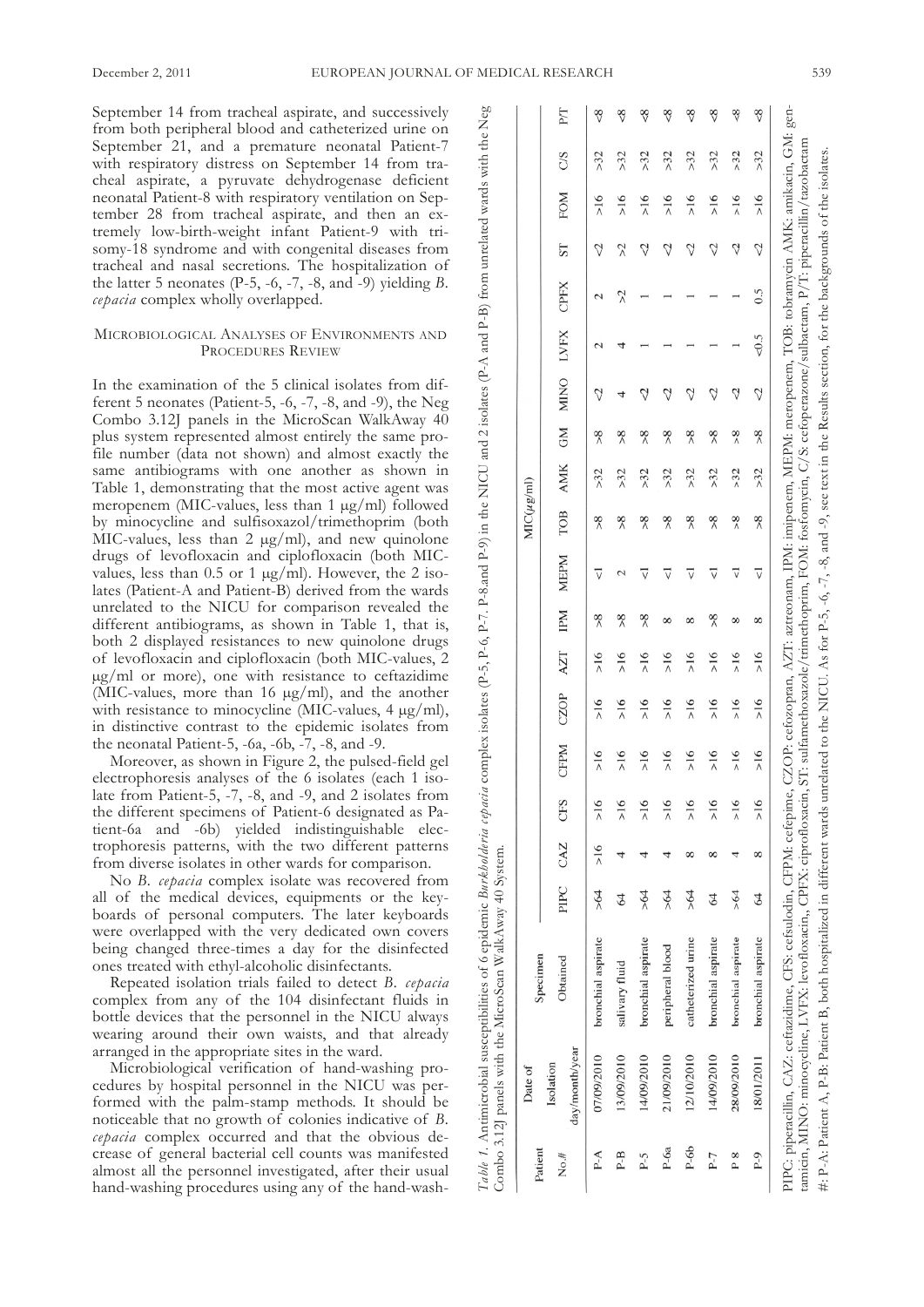September 14 from tracheal aspirate, and successively from both peripheral blood and catheterized urine on September 21, and a premature neonatal Patient-7 with respiratory distress on September 14 from tracheal aspirate, a pyruvate dehydrogenase deficient neonatal Patient-8 with respiratory ventilation on September 28 from tracheal aspirate, and then an extremely low-birth-weight infant Patient-9 with trisomy-18 syndrome and with congenital diseases from tracheal and nasal secretions. The hospitalization of the latter 5 neonates (P-5, -6, -7, -8, and -9) yielding *B. cepacia* complex wholly overlapped.

## Microbiological Analyses of Environments and Procedures Review

In the examination of the 5 clinical isolates from different 5 neonates (Patient-5, -6, -7, -8, and -9), the Neg Combo 3.12J panels in the MicroScan WalkAway 40 plus system represented almost entirely the same profile number (data not shown) and almost exactly the same antibiograms with one another as shown in Table 1, demonstrating that the most active agent was meropenem (MIC-values, less than 1 μg/ml) followed by minocycline and sulfisoxazol/trimethoprim (both MIC-values, less than 2 μg/ml), and new quinolone drugs of levofloxacin and ciplofloxacin (both MIC-values, less than 0.5 or 1 μg/ml). However, the 2 isolates (Patient-A and Patient-B) derived from the wards unrelated to the NICU for comparison revealed the different antibiograms, as shown in Table 1, that is, both 2 displayed resistances to new quinolone drugs of levofloxacin and ciplofloxacin (both MIC-values, 2 μg/ml or more), one with resistance to ceftazidime (MIC-values, more than 16 μg/ml), and the another with resistance to minocycline (MIC-values, 4 μg/ml), in distinctive contrast to the epidemic isolates from the neonatal Patient-5, -6a, -6b, -7, -8, and -9.

Moreover, as shown in Figure 2, the pulsed-field gel electrophoresis analyses of the 6 isolates (each 1 isolate from Patient-5, -7, -8, and -9, and 2 isolates from the different specimens of Patient-6 designated as Patient-6a and -6b) yielded indistinguishable electrophoresis patterns, with the two different patterns from diverse isolates in other wards for comparison.

No *B. cepacia* complex isolate was recovered from all of the medical devices, equipments or the keyboards of personal computers. The later keyboards were overlapped with the very dedicated own covers being changed three-times a day for the disinfected ones treated with ethyl-alcoholic disinfectants.

Repeated isolation trials failed to detect *B. cepacia* complex from any of the 104 disinfectant fluids in bottle devices that the personnel in the NICU always wearing around their own waists, and that already arranged in the appropriate sites in the ward.

Microbiological verification of hand-washing procedures by hospital personnel in the NICU was performed with the palm-stamp methods. It should be noticeable that no growth of colonies indicative of *B. cepacia* complex occurred and that the obvious decrease of general bacterial cell counts was manifested almost all the personnel investigated, after their usual hand-washing procedures using any of the hand-wash-

*Table 1.* Antimicrobial susceptibilities of 6 epidemic *Burkholderia cepacia* complex isolates (P-5, P-6, P-7, P-8 and P-9) in the NICU and 2 isolates (P-A and P-B) from unrelated wards with the Neg Combo 3.12J panels with the MicroScan WalkAway 40 System.

| Patient No.# | Date of Isolation day/month/year | Specimen Obtained | MIC(μg/ml) PIPC | CAZ | CFS | CFPM | CZOP | AZT | IPM | MEPM | TOB | AMK | GM | MINO | LVFX | CPFX | ST | FOM | C/S | P/T |
|---|---|---|---|---|---|---|---|---|---|---|---|---|---|---|---|---|---|---|---|---|
| P-A | 07/09/2010 | bronchial aspirate | >64 | >16 | >16 | >16 | >16 | >16 | >8 | ≤1 | >8 | >32 | >8 | ≤2 | 2 | 2 | ≤2 | >16 | >32 | ≤8 |
| P-B | 13/09/2010 | salivary fluid | 64 | 4 | >16 | >16 | >16 | >16 | >8 | 2 | >8 | >32 | >8 | 4 | 4 | >2 | >2 | >16 | >32 | ≤8 |
| P-5 | 14/09/2010 | bronchial aspirate | >64 | 4 | >16 | >16 | >16 | >16 | >8 | ≤1 | >8 | >32 | >8 | ≤2 | 1 | 1 | ≤2 | >16 | >32 | ≤8 |
| P-6a | 21/09/2010 | peripheral blood | >64 | 4 | >16 | >16 | >16 | >16 | 8 | ≤1 | >8 | >32 | >8 | ≤2 | 1 | 1 | ≤2 | >16 | >32 | ≤8 |
| P-6b | 12/10/2010 | catheterized urine | >64 | 8 | >16 | >16 | >16 | >16 | 8 | ≤1 | >8 | >32 | >8 | ≤2 | 1 | 1 | ≤2 | >16 | >32 | ≤8 |
| P-7 | 14/09/2010 | bronchial aspirate | 64 | 8 | >16 | >16 | >16 | >16 | >8 | ≤1 | >8 | >32 | >8 | ≤2 | 1 | 1 | ≤2 | >16 | >32 | ≤8 |
| P 8 | 28/09/2010 | bronchial aspirate | >64 | 4 | >16 | >16 | >16 | >16 | 8 | ≤1 | >8 | >32 | >8 | ≤2 | 1 | 1 | ≤2 | >16 | >32 | ≤8 |
| P-9 | 18/01/2011 | bronchial aspirate | 64 | 8 | >16 | >16 | >16 | >16 | 8 | ≤1 | >8 | >32 | >8 | ≤2 | ≤0.5 | 0.5 | ≤2 | >16 | >32 | ≤8 |

PIPC: piperacillin, CAZ: ceftazidime, CFS: cefsulodin, CFPM: cefepime, CZOP: cefozopran, AZT: aztreonam, IPM: imipenem, MEPM: meropenem, TOB: tobramycin AMK: amikacin, GM: gentamicin, MINO: minocycline, LVFX: levofloxacin,, CPFX: ciprofloxacin, ST: sulfamethoxazole/trimethoprim, FOM: fosfomycin, C/S: cefoperazone/sulbactam, P/T: piperacillin/tazobactam

#: P-A: Patient A, P-B: Patient B, both hospitalized in different wards unrelated to the NICU. As for P-5, -6, -7, -8, and -9, see text in the Results section, for the backgrounds of the isolates.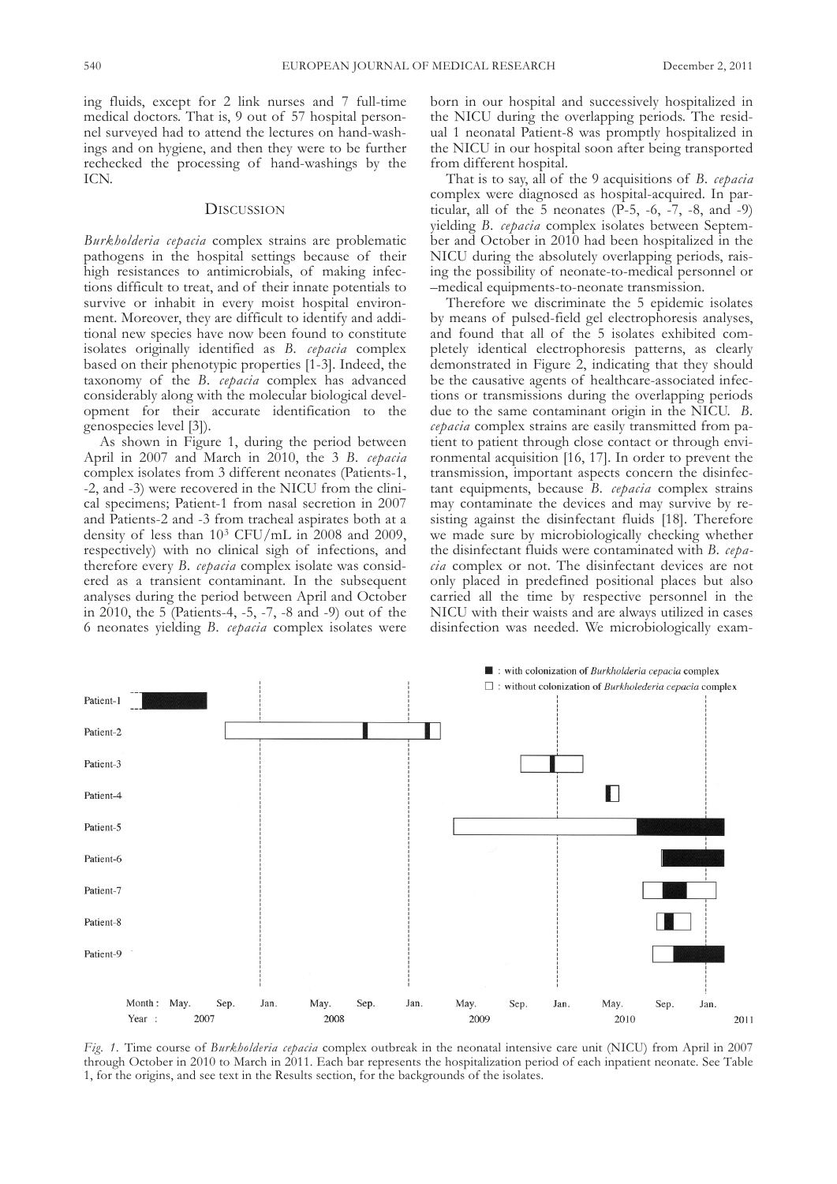ing fluids, except for 2 link nurses and 7 full-time medical doctors. That is, 9 out of 57 hospital personnel surveyed had to attend the lectures on hand-washings and on hygiene, and then they were to be further rechecked the processing of hand-washings by the ICN.

## Discussion

*Burkholderia cepacia* complex strains are problematic pathogens in the hospital settings because of their high resistances to antimicrobials, of making infections difficult to treat, and of their innate potentials to survive or inhabit in every moist hospital environment. Moreover, they are difficult to identify and additional new species have now been found to constitute isolates originally identified as *B. cepacia* complex based on their phenotypic properties [1-3]. Indeed, the taxonomy of the *B. cepacia* complex has advanced considerably along with the molecular biological development for their accurate identification to the genospecies level [3]).

As shown in Figure 1, during the period between April in 2007 and March in 2010, the 3 *B. cepacia* complex isolates from 3 different neonates (Patients-1, -2, and -3) were recovered in the NICU from the clinical specimens; Patient-1 from nasal secretion in 2007 and Patients-2 and -3 from tracheal aspirates both at a density of less than $10^3$ CFU/mL in 2008 and 2009, respectively) with no clinical sigh of infections, and therefore every *B. cepacia* complex isolate was considered as a transient contaminant. In the subsequent analyses during the period between April and October in 2010, the 5 (Patients-4, -5, -7, -8 and -9) out of the 6 neonates yielding *B. cepacia* complex isolates were born in our hospital and successively hospitalized in the NICU during the overlapping periods. The residual 1 neonatal Patient-8 was promptly hospitalized in the NICU in our hospital soon after being transported from different hospital.

That is to say, all of the 9 acquisitions of *B. cepacia* complex were diagnosed as hospital-acquired. In particular, all of the 5 neonates (P-5, -6, -7, -8, and -9) yielding *B. cepacia* complex isolates between September and October in 2010 had been hospitalized in the NICU during the absolutely overlapping periods, raising the possibility of neonate-to-medical personnel or –medical equipments-to-neonate transmission.

Therefore we discriminate the 5 epidemic isolates by means of pulsed-field gel electrophoresis analyses, and found that all of the 5 isolates exhibited completely identical electrophoresis patterns, as clearly demonstrated in Figure 2, indicating that they should be the causative agents of healthcare-associated infections or transmissions during the overlapping periods due to the same contaminant origin in the NICU. *B. cepacia* complex strains are easily transmitted from patient to patient through close contact or through environmental acquisition [16, 17]. In order to prevent the transmission, important aspects concern the disinfectant equipments, because *B. cepacia* complex strains may contaminate the devices and may survive by resisting against the disinfectant fluids [18]. Therefore we made sure by microbiologically checking whether the disinfectant fluids were contaminated with *B. cepacia* complex or not. The disinfectant devices are not only placed in predefined positional places but also carried all the time by respective personnel in the NICU with their waists and are always utilized in cases disinfection was needed. We microbiologically exam-

*Fig. 1.* Time course of *Burkholderia cepacia* complex outbreak in the neonatal intensive care unit (NICU) from April in 2007 through October in 2010 to March in 2011. Each bar represents the hospitalization period of each inpatient neonate. See Table 1, for the origins, and see text in the Results section, for the backgrounds of the isolates.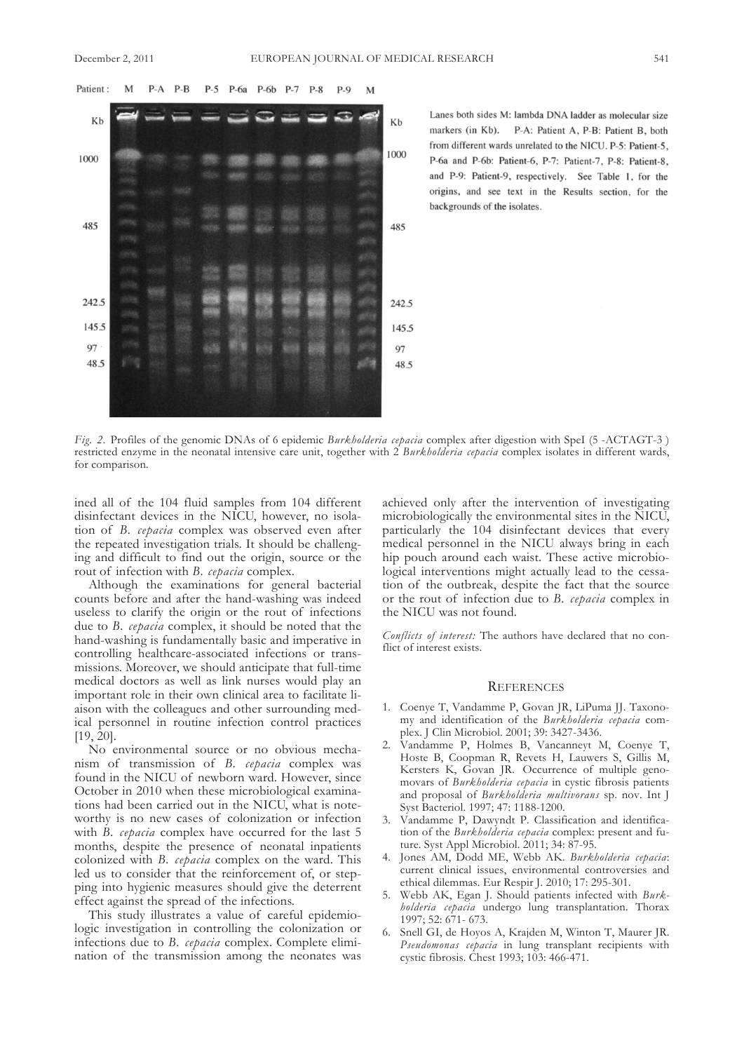Patient: M P-A P-B P-5 P-6a P-6b P-7 P-8 P-9 M

Kb

1000

485

242.5

145.5

97

48.5

Lanes both sides M: lambda DNA ladder as molecular size markers (in Kb). P-A: Patient A, P-B: Patient B, both from different wards unrelated to the NICU. P-5: Patient-5, P-6a and P-6b: Patient-6, P-7: Patient-7, P-8: Patient-8, and P-9: Patient-9, respectively. See Table 1, for the origins, and see text in the Results section, for the backgrounds of the isolates.

*Fig. 2.* Profiles of the genomic DNAs of 6 epidemic *Burkholderia cepacia* complex after digestion with SpeI (5 -ACTAGT-3 ) restricted enzyme in the neonatal intensive care unit, together with 2 *Burkholderia cepacia* complex isolates in different wards, for comparison.

ined all of the 104 fluid samples from 104 different disinfectant devices in the NICU, however, no isolation of *B. cepacia* complex was observed even after the repeated investigation trials. It should be challenging and difficult to find out the origin, source or the rout of infection with *B. cepacia* complex.

Although the examinations for general bacterial counts before and after the hand-washing was indeed useless to clarify the origin or the rout of infections due to *B. cepacia* complex, it should be noted that the hand-washing is fundamentally basic and imperative in controlling healthcare-associated infections or transmissions. Moreover, we should anticipate that full-time medical doctors as well as link nurses would play an important role in their own clinical area to facilitate liaison with the colleagues and other surrounding medical personnel in routine infection control practices [19, 20].

No environmental source or no obvious mechanism of transmission of *B. cepacia* complex was found in the NICU of newborn ward. However, since October in 2010 when these microbiological examinations had been carried out in the NICU, what is noteworthy is no new cases of colonization or infection with *B. cepacia* complex have occurred for the last 5 months, despite the presence of neonatal inpatients colonized with *B. cepacia* complex on the ward. This led us to consider that the reinforcement of, or stepping into hygienic measures should give the deterrent effect against the spread of the infections.

This study illustrates a value of careful epidemiologic investigation in controlling the colonization or infections due to *B. cepacia* complex. Complete elimination of the transmission among the neonates was achieved only after the intervention of investigating microbiologically the environmental sites in the NICU, particularly the 104 disinfectant devices that every medical personnel in the NICU always bring in each hip pouch around each waist. These active microbiological interventions might actually lead to the cessation of the outbreak, despite the fact that the source or the rout of infection due to *B. cepacia* complex in the NICU was not found.

*Conflicts of interest:* The authors have declared that no conflict of interest exists.

## References

1. Coenye T, Vandamme P, Govan JR, LiPuma JJ. Taxonomy and identification of the *Burkholderia cepacia* complex. J Clin Microbiol. 2001; 39: 3427-3436.
2. Vandamme P, Holmes B, Vancanneyt M, Coenye T, Hoste B, Coopman R, Revets H, Lauwers S, Gillis M, Kersters K, Govan JR. Occurrence of multiple genomovars of *Burkholderia cepacia* in cystic fibrosis patients and proposal of *Burkholderia multivorans* sp. nov. Int J Syst Bacteriol. 1997; 47: 1188-1200.
3. Vandamme P, Dawyndt P. Classification and identification of the *Burkholderia cepacia* complex: present and future. Syst Appl Microbiol. 2011; 34: 87-95.
4. Jones AM, Dodd ME, Webb AK. *Burkholderia cepacia*: current clinical issues, environmental controversies and ethical dilemmas. Eur Respir J. 2010; 17: 295-301.
5. Webb AK, Egan J. Should patients infected with *Burkholderia cepacia* undergo lung transplantation. Thorax 1997; 52: 671- 673.
6. Snell GI, de Hoyos A, Krajden M, Winton T, Maurer JR. *Pseudomonas cepacia* in lung transplant recipients with cystic fibrosis. Chest 1993; 103: 466-471.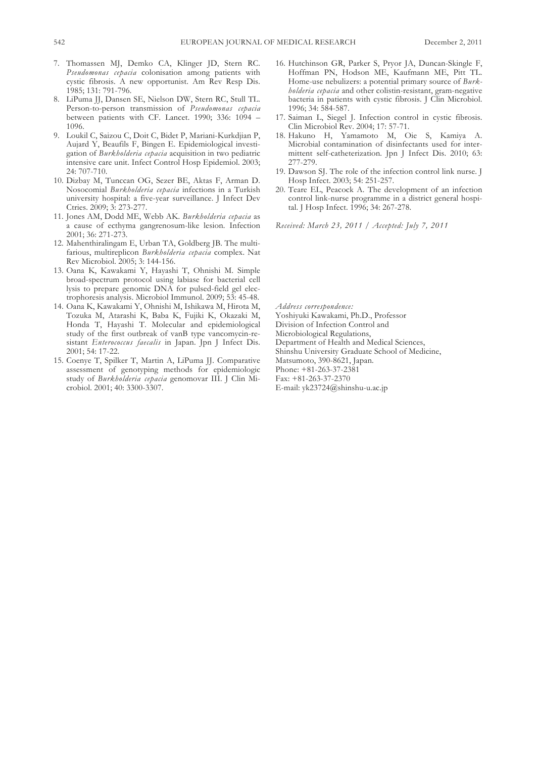7. Thomassen MJ, Demko CA, Klinger JD, Stern RC. *Pseudomonas cepacia* colonisation among patients with cystic fibrosis. A new opportunist. Am Rev Resp Dis. 1985; 131: 791-796.
8. LiPuma JJ, Dansen SE, Nielson DW, Stern RC, Stull TL. Person-to-person transmission of *Pseudomonas cepacia* between patients with CF. Lancet. 1990; 336: 1094 – 1096.
9. Loukil C, Saizou C, Doit C, Bidet P, Mariani-Kurkdjian P, Aujard Y, Beaufils F, Bingen E. Epidemiological investigation of *Burkholderia cepacia* acquisition in two pediatric intensive care unit. Infect Control Hosp Epidemiol. 2003; 24: 707-710.
10. Dizbay M, Tunccan OG, Sezer BE, Aktas F, Arman D. Nosocomial *Burkholderia cepacia* infections in a Turkish university hospital: a five-year surveillance. J Infect Dev Ctries. 2009; 3: 273-277.
11. Jones AM, Dodd ME, Webb AK. *Burkholderia cepacia* as a cause of ecthyma gangrenosum-like lesion. Infection 2001; 36: 271-273.
12. Mahenthiralingam E, Urban TA, Goldberg JB. The multifarious, multireplicon *Burkholderia cepacia* complex. Nat Rev Microbiol. 2005; 3: 144-156.
13. Oana K, Kawakami Y, Hayashi T, Ohnishi M. Simple broad-spectrum protocol using labiase for bacterial cell lysis to prepare genomic DNA for pulsed-field gel electrophoresis analysis. Microbiol Immunol. 2009; 53: 45-48.
14. Oana K, Kawakami Y, Ohnishi M, Ishikawa M, Hirota M, Tozuka M, Atarashi K, Baba K, Fujiki K, Okazaki M, Honda T, Hayashi T. Molecular and epidemiological study of the first outbreak of vanB type vancomycin-resistant *Enterococcus faecalis* in Japan. Jpn J Infect Dis. 2001; 54: 17-22.
15. Coenye T, Spilker T, Martin A, LiPuma JJ. Comparative assessment of genotyping methods for epidemiologic study of *Burkholderia cepacia* genomovar III. J Clin Microbiol. 2001; 40: 3300-3307.
16. Hutchinson GR, Parker S, Pryor JA, Duncan-Skingle F, Hoffman PN, Hodson ME, Kaufmann ME, Pitt TL. Home-use nebulizers: a potential primary source of *Burkholderia cepacia* and other colistin-resistant, gram-negative bacteria in patients with cystic fibrosis. J Clin Microbiol. 1996; 34: 584-587.
17. Saiman L, Siegel J. Infection control in cystic fibrosis. Clin Microbiol Rev. 2004; 17: 57-71.
18. Hakuno H, Yamamoto M, Oie S, Kamiya A. Microbial contamination of disinfectants used for intermittent self-catheterization. Jpn J Infect Dis. 2010; 63: 277-279.
19. Dawson SJ. The role of the infection control link nurse. J Hosp Infect. 2003; 54: 251-257.
20. Teare EL, Peacock A. The development of an infection control link-nurse programme in a district general hospital. J Hosp Infect. 1996; 34: 267-278.

*Received: March 23, 2011 / Accepted: July 7, 2011*

*Address correspondence:*
Yoshiyuki Kawakami, Ph.D., Professor
Division of Infection Control and
Microbiological Regulations,
Department of Health and Medical Sciences,
Shinshu University Graduate School of Medicine,
Matsumoto, 390-8621, Japan.
Phone: +81-263-37-2381
Fax: +81-263-37-2370
E-mail: yk23724@shinshu-u.ac.jp